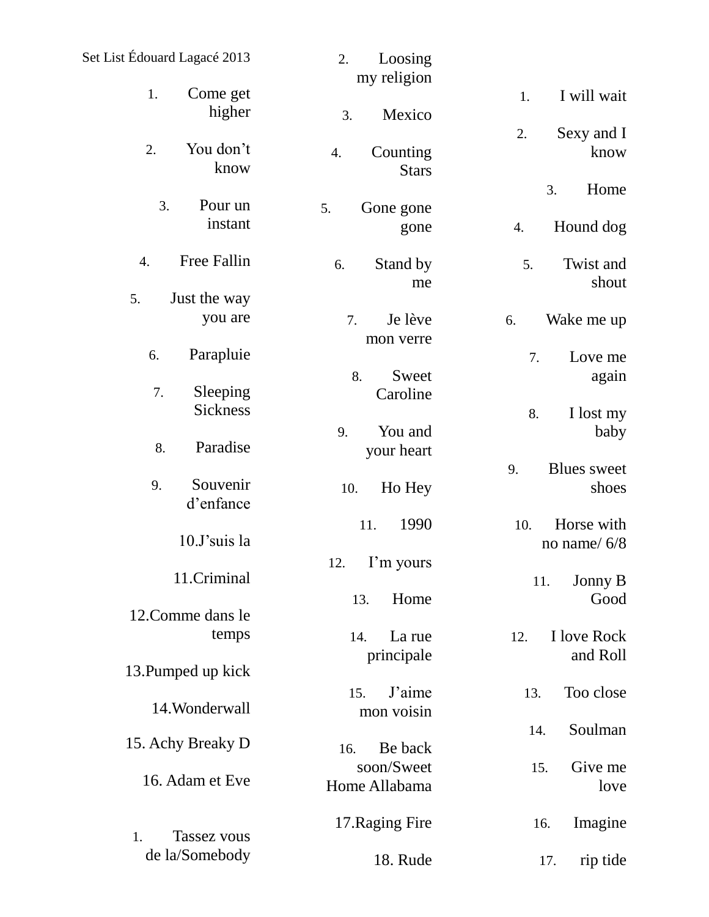Set List Édouard Lagacé 2013

1. Come get higher
2. You don't know
3. Pour un instant
4. Free Fallin
5. Just the way you are
6. Parapluie
7. Sleeping Sickness
8. Paradise
9. Souvenir d'enfance
10. J'suis la
11. Criminal
12. Comme dans le temps
13. Pumped up kick
14. Wonderwall
15. Achy Breaky D
16. Adam et Eve

1. Tassez vous de la/Somebody
2. Loosing my religion
3. Mexico
4. Counting Stars
5. Gone gone gone
6. Stand by me
7. Je lève mon verre
8. Sweet Caroline
9. You and your heart
10. Ho Hey
11. 1990
12. I'm yours
13. Home
14. La rue principale
15. J'aime mon voisin
16. Be back soon/Sweet Home Allabama
17. Raging Fire
18. Rude

1. I will wait
2. Sexy and I know
3. Home
4. Hound dog
5. Twist and shout
6. Wake me up
7. Love me again
8. I lost my baby
9. Blues sweet shoes
10. Horse with no name/ 6/8
11. Jonny B Good
12. I love Rock and Roll
13. Too close
14. Soulman
15. Give me love
16. Imagine
17. rip tide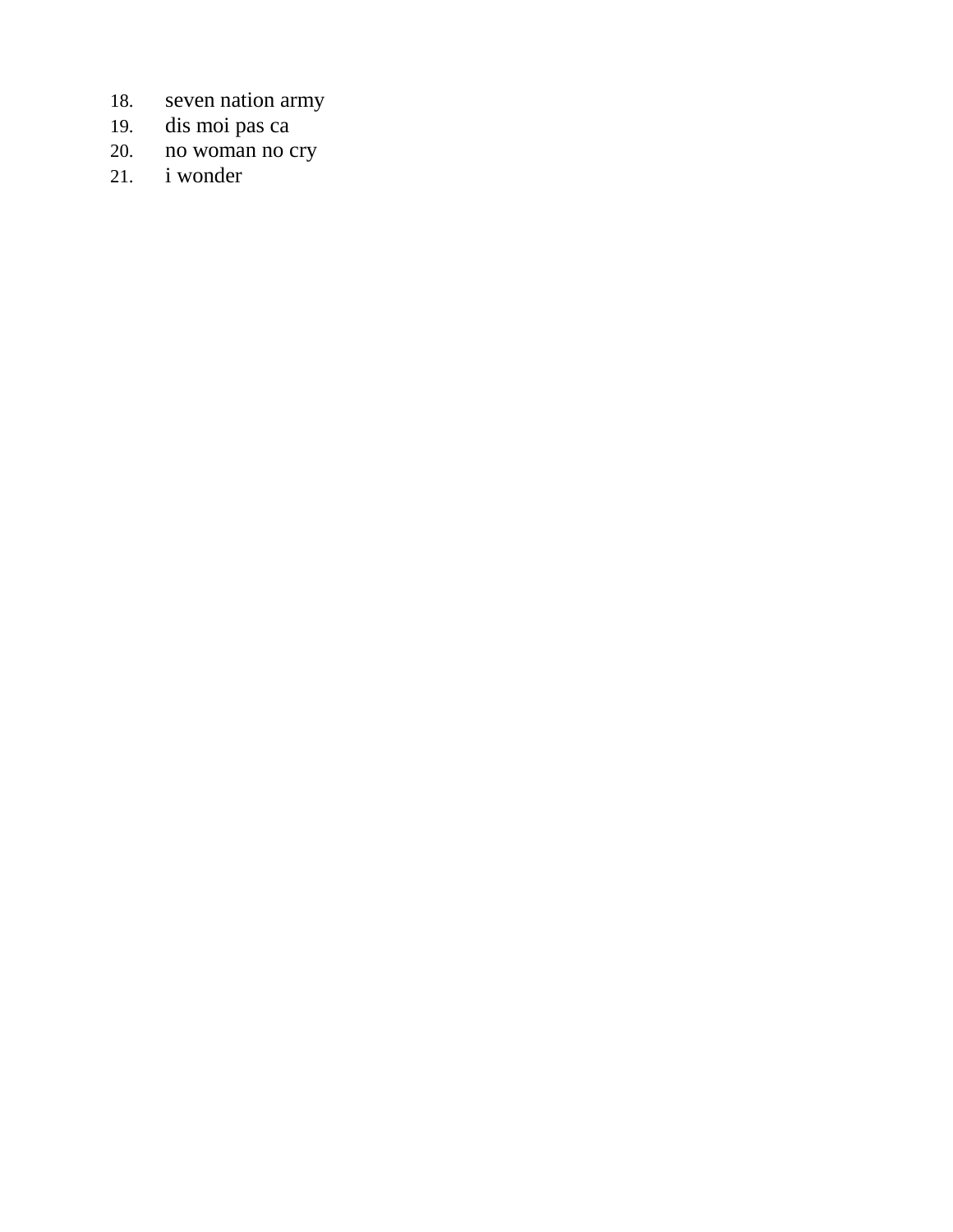18. seven nation army
19. dis moi pas ca
20. no woman no cry
21. i wonder